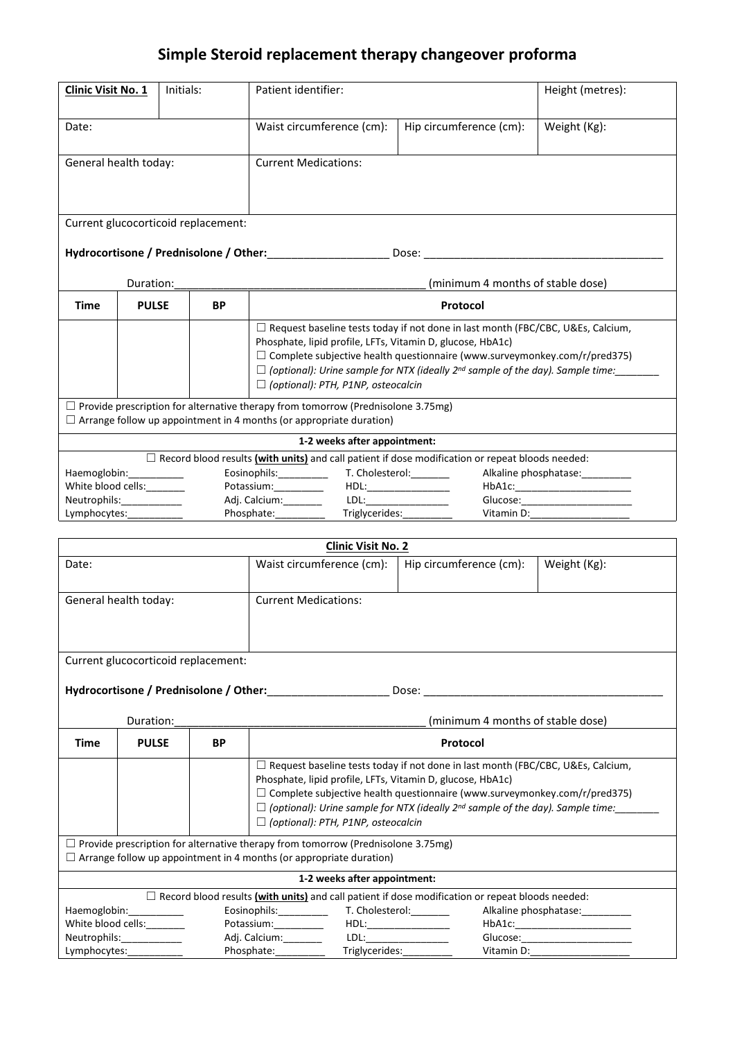# Simple Steroid replacement therapy changeover proforma

| **Clinic Visit No. 1** | Initials: | Patient identifier: | | Height (metres): |
|---|---|---|---|---|
| Date: | | Waist circumference (cm): | Hip circumference (cm): | Weight (Kg): |
| General health today: | | Current Medications: | | |

Current glucocorticoid replacement:

**Hydrocortisone / Prednisolone / Other:**____________________ Dose: ________________________________________

Duration:__________________________________________ (minimum 4 months of stable dose)

| Time | PULSE | BP | Protocol |
|---|---|---|---|
| | | | ☐ Request baseline tests today if not done in last month (FBC/CBC, U&Es, Calcium, Phosphate, lipid profile, LFTs, Vitamin D, glucose, HbA1c)<br>☐ Complete subjective health questionnaire (www.surveymonkey.com/r/pred375)<br>☐ *(optional): Urine sample for NTX (ideally 2nd sample of the day). Sample time:________*<br>☐ *(optional): PTH, P1NP, osteocalcin* |

☐ Provide prescription for alternative therapy from tomorrow (Prednisolone 3.75mg)
☐ Arrange follow up appointment in 4 months (or appropriate duration)

**1-2 weeks after appointment:**

☐ Record blood results **(with units)** and call patient if dose modification or repeat bloods needed:

| | | | |
|---|---|---|---|
| Haemoglobin:__________ | Eosinophils:_________ | T. Cholesterol:_______ | Alkaline phosphatase:_________ |
| White blood cells:_______ | Potassium:_________ | HDL:_______________ | HbA1c:_____________________ |
| Neutrophils:___________ | Adj. Calcium:_______ | LDL:_______________ | Glucose:____________________ |
| Lymphocytes:__________ | Phosphate:_________ | Triglycerides:_________ | Vitamin D:__________________ |

## **Clinic Visit No. 2**

| Date: | Waist circumference (cm): | Hip circumference (cm): | Weight (Kg): |
|---|---|---|---|
| General health today: | Current Medications: | | |

Current glucocorticoid replacement:

**Hydrocortisone / Prednisolone / Other:**____________________ Dose: ________________________________________

Duration:__________________________________________ (minimum 4 months of stable dose)

| Time | PULSE | BP | Protocol |
|---|---|---|---|
| | | | ☐ Request baseline tests today if not done in last month (FBC/CBC, U&Es, Calcium, Phosphate, lipid profile, LFTs, Vitamin D, glucose, HbA1c)<br>☐ Complete subjective health questionnaire (www.surveymonkey.com/r/pred375)<br>☐ *(optional): Urine sample for NTX (ideally 2nd sample of the day). Sample time:________*<br>☐ *(optional): PTH, P1NP, osteocalcin* |

☐ Provide prescription for alternative therapy from tomorrow (Prednisolone 3.75mg)
☐ Arrange follow up appointment in 4 months (or appropriate duration)

**1-2 weeks after appointment:**

☐ Record blood results **(with units)** and call patient if dose modification or repeat bloods needed:

| | | | |
|---|---|---|---|
| Haemoglobin:__________ | Eosinophils:_________ | T. Cholesterol:_______ | Alkaline phosphatase:_________ |
| White blood cells:_______ | Potassium:_________ | HDL:_______________ | HbA1c:_____________________ |
| Neutrophils:___________ | Adj. Calcium:_______ | LDL:_______________ | Glucose:____________________ |
| Lymphocytes:__________ | Phosphate:_________ | Triglycerides:_________ | Vitamin D:__________________ |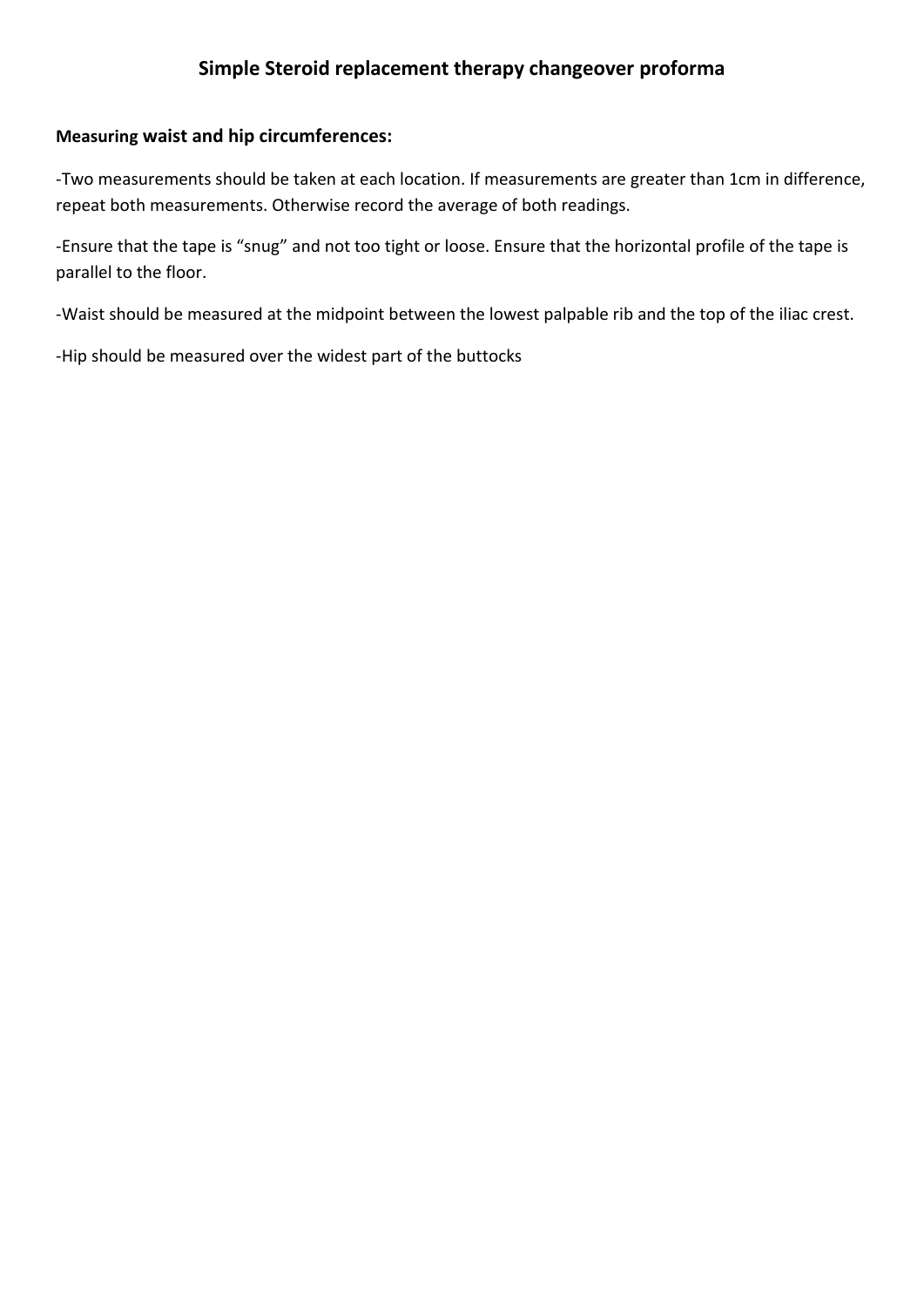# Simple Steroid replacement therapy changeover proforma

**Measuring waist and hip circumferences:**

-Two measurements should be taken at each location. If measurements are greater than 1cm in difference, repeat both measurements. Otherwise record the average of both readings.

-Ensure that the tape is "snug" and not too tight or loose. Ensure that the horizontal profile of the tape is parallel to the floor.

-Waist should be measured at the midpoint between the lowest palpable rib and the top of the iliac crest.

-Hip should be measured over the widest part of the buttocks